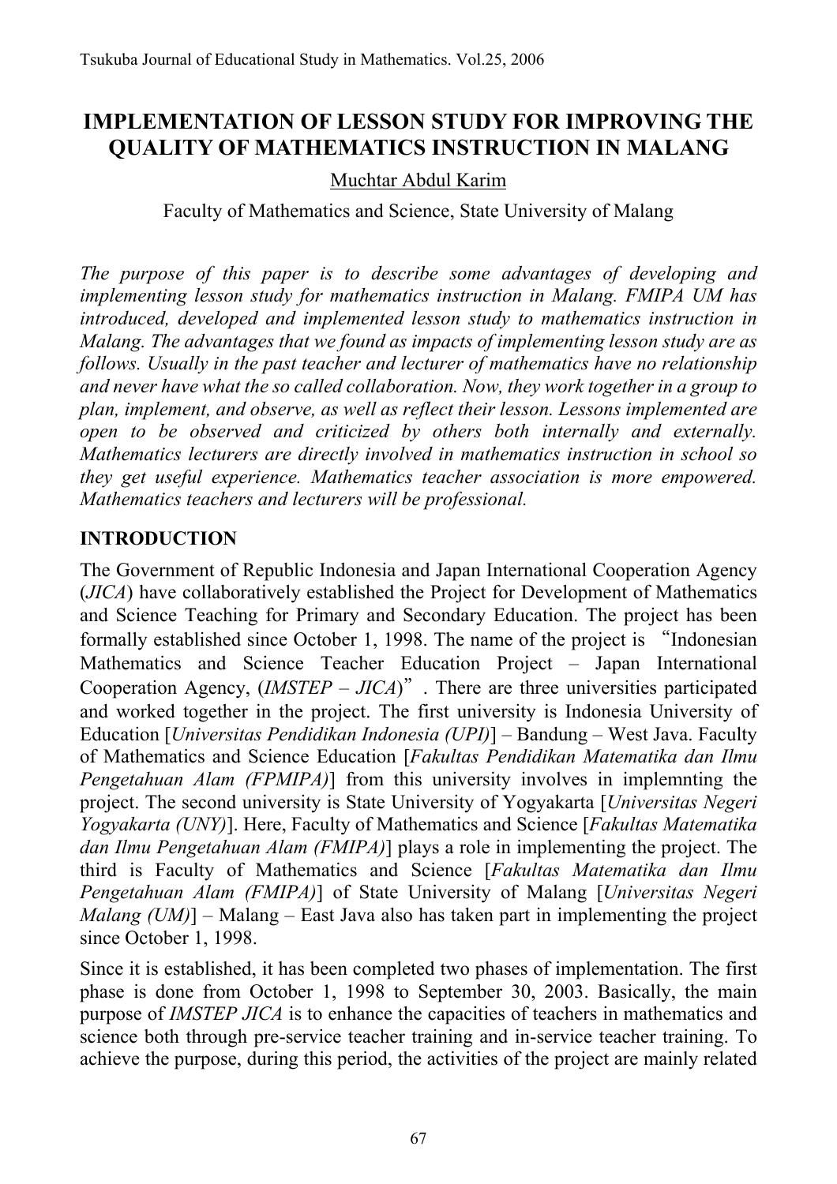# IMPLEMENTATION OF LESSON STUDY FOR IMPROVING THE QUALITY OF MATHEMATICS INSTRUCTION IN MALANG

Muchtar Abdul Karim

Faculty of Mathematics and Science, State University of Malang

*The purpose of this paper is to describe some advantages of developing and implementing lesson study for mathematics instruction in Malang. FMIPA UM has introduced, developed and implemented lesson study to mathematics instruction in Malang. The advantages that we found as impacts of implementing lesson study are as follows. Usually in the past teacher and lecturer of mathematics have no relationship and never have what the so called collaboration. Now, they work together in a group to plan, implement, and observe, as well as reflect their lesson. Lessons implemented are open to be observed and criticized by others both internally and externally. Mathematics lecturers are directly involved in mathematics instruction in school so they get useful experience. Mathematics teacher association is more empowered. Mathematics teachers and lecturers will be professional.*

## INTRODUCTION

The Government of Republic Indonesia and Japan International Cooperation Agency (*JICA*) have collaboratively established the Project for Development of Mathematics and Science Teaching for Primary and Secondary Education. The project has been formally established since October 1, 1998. The name of the project is "Indonesian Mathematics and Science Teacher Education Project – Japan International Cooperation Agency, (*IMSTEP – JICA*)". There are three universities participated and worked together in the project. The first university is Indonesia University of Education [*Universitas Pendidikan Indonesia (UPI)*] – Bandung – West Java. Faculty of Mathematics and Science Education [*Fakultas Pendidikan Matematika dan Ilmu Pengetahuan Alam (FPMIPA)*] from this university involves in implemnting the project. The second university is State University of Yogyakarta [*Universitas Negeri Yogyakarta (UNY)*]. Here, Faculty of Mathematics and Science [*Fakultas Matematika dan Ilmu Pengetahuan Alam (FMIPA)*] plays a role in implementing the project. The third is Faculty of Mathematics and Science [*Fakultas Matematika dan Ilmu Pengetahuan Alam (FMIPA)*] of State University of Malang [*Universitas Negeri Malang (UM)*] – Malang – East Java also has taken part in implementing the project since October 1, 1998.

Since it is established, it has been completed two phases of implementation. The first phase is done from October 1, 1998 to September 30, 2003. Basically, the main purpose of *IMSTEP JICA* is to enhance the capacities of teachers in mathematics and science both through pre-service teacher training and in-service teacher training. To achieve the purpose, during this period, the activities of the project are mainly related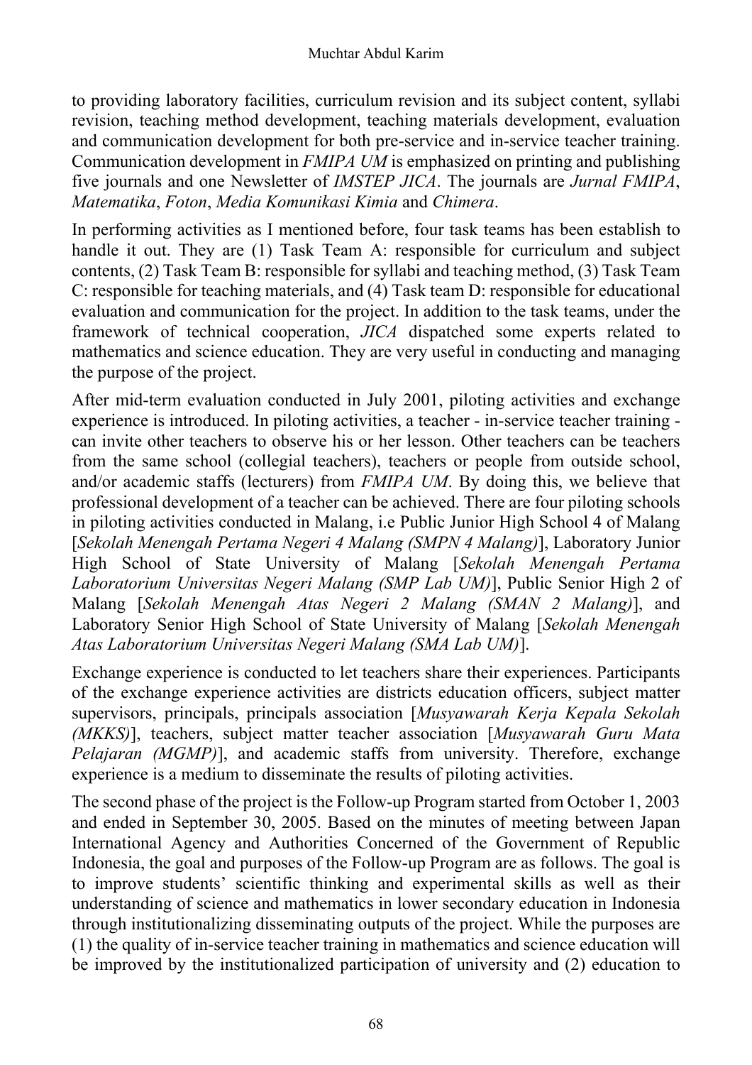to providing laboratory facilities, curriculum revision and its subject content, syllabi revision, teaching method development, teaching materials development, evaluation and communication development for both pre-service and in-service teacher training. Communication development in *FMIPA UM* is emphasized on printing and publishing five journals and one Newsletter of *IMSTEP JICA*. The journals are *Jurnal FMIPA*, *Matematika*, *Foton*, *Media Komunikasi Kimia* and *Chimera*.

In performing activities as I mentioned before, four task teams has been establish to handle it out. They are (1) Task Team A: responsible for curriculum and subject contents, (2) Task Team B: responsible for syllabi and teaching method, (3) Task Team C: responsible for teaching materials, and (4) Task team D: responsible for educational evaluation and communication for the project. In addition to the task teams, under the framework of technical cooperation, *JICA* dispatched some experts related to mathematics and science education. They are very useful in conducting and managing the purpose of the project.

After mid-term evaluation conducted in July 2001, piloting activities and exchange experience is introduced. In piloting activities, a teacher - in-service teacher training - can invite other teachers to observe his or her lesson. Other teachers can be teachers from the same school (collegial teachers), teachers or people from outside school, and/or academic staffs (lecturers) from *FMIPA UM*. By doing this, we believe that professional development of a teacher can be achieved. There are four piloting schools in piloting activities conducted in Malang, i.e Public Junior High School 4 of Malang [*Sekolah Menengah Pertama Negeri 4 Malang (SMPN 4 Malang)*], Laboratory Junior High School of State University of Malang [*Sekolah Menengah Pertama Laboratorium Universitas Negeri Malang (SMP Lab UM)*], Public Senior High 2 of Malang [*Sekolah Menengah Atas Negeri 2 Malang (SMAN 2 Malang)*], and Laboratory Senior High School of State University of Malang [*Sekolah Menengah Atas Laboratorium Universitas Negeri Malang (SMA Lab UM)*].

Exchange experience is conducted to let teachers share their experiences. Participants of the exchange experience activities are districts education officers, subject matter supervisors, principals, principals association [*Musyawarah Kerja Kepala Sekolah (MKKS)*], teachers, subject matter teacher association [*Musyawarah Guru Mata Pelajaran (MGMP)*], and academic staffs from university. Therefore, exchange experience is a medium to disseminate the results of piloting activities.

The second phase of the project is the Follow-up Program started from October 1, 2003 and ended in September 30, 2005. Based on the minutes of meeting between Japan International Agency and Authorities Concerned of the Government of Republic Indonesia, the goal and purposes of the Follow-up Program are as follows. The goal is to improve students' scientific thinking and experimental skills as well as their understanding of science and mathematics in lower secondary education in Indonesia through institutionalizing disseminating outputs of the project. While the purposes are (1) the quality of in-service teacher training in mathematics and science education will be improved by the institutionalized participation of university and (2) education to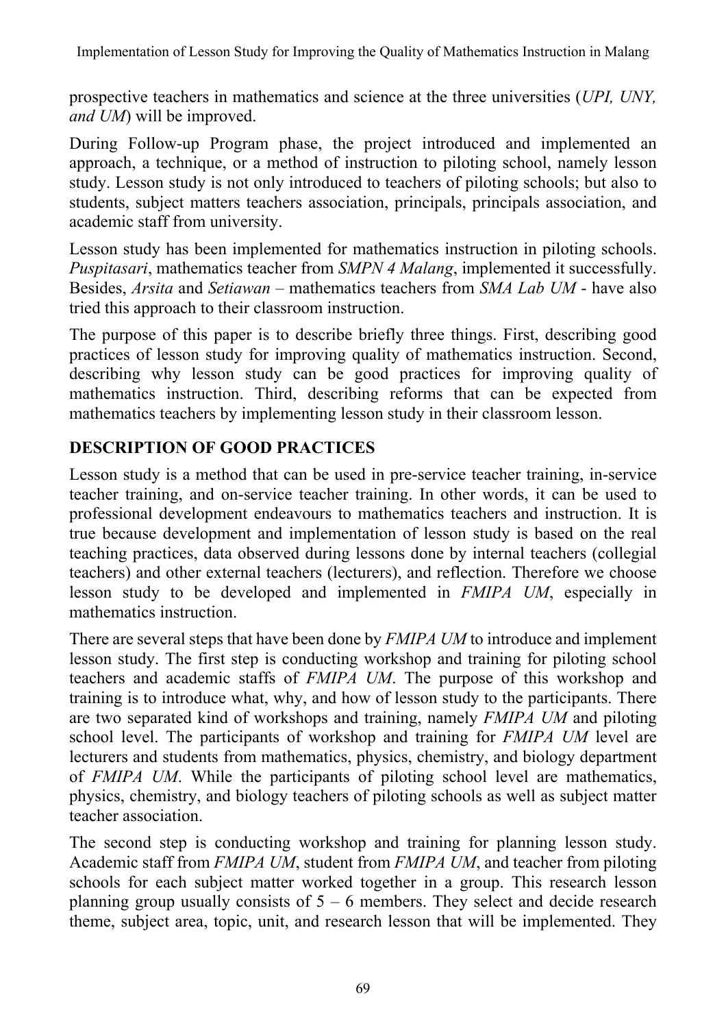prospective teachers in mathematics and science at the three universities (*UPI, UNY, and UM*) will be improved.

During Follow-up Program phase, the project introduced and implemented an approach, a technique, or a method of instruction to piloting school, namely lesson study. Lesson study is not only introduced to teachers of piloting schools; but also to students, subject matters teachers association, principals, principals association, and academic staff from university.

Lesson study has been implemented for mathematics instruction in piloting schools. *Puspitasari*, mathematics teacher from *SMPN 4 Malang*, implemented it successfully. Besides, *Arsita* and *Setiawan* – mathematics teachers from *SMA Lab UM* - have also tried this approach to their classroom instruction.

The purpose of this paper is to describe briefly three things. First, describing good practices of lesson study for improving quality of mathematics instruction. Second, describing why lesson study can be good practices for improving quality of mathematics instruction. Third, describing reforms that can be expected from mathematics teachers by implementing lesson study in their classroom lesson.

## DESCRIPTION OF GOOD PRACTICES

Lesson study is a method that can be used in pre-service teacher training, in-service teacher training, and on-service teacher training. In other words, it can be used to professional development endeavours to mathematics teachers and instruction. It is true because development and implementation of lesson study is based on the real teaching practices, data observed during lessons done by internal teachers (collegial teachers) and other external teachers (lecturers), and reflection. Therefore we choose lesson study to be developed and implemented in *FMIPA UM*, especially in mathematics instruction.

There are several steps that have been done by *FMIPA UM* to introduce and implement lesson study. The first step is conducting workshop and training for piloting school teachers and academic staffs of *FMIPA UM*. The purpose of this workshop and training is to introduce what, why, and how of lesson study to the participants. There are two separated kind of workshops and training, namely *FMIPA UM* and piloting school level. The participants of workshop and training for *FMIPA UM* level are lecturers and students from mathematics, physics, chemistry, and biology department of *FMIPA UM*. While the participants of piloting school level are mathematics, physics, chemistry, and biology teachers of piloting schools as well as subject matter teacher association.

The second step is conducting workshop and training for planning lesson study. Academic staff from *FMIPA UM*, student from *FMIPA UM*, and teacher from piloting schools for each subject matter worked together in a group. This research lesson planning group usually consists of 5 – 6 members. They select and decide research theme, subject area, topic, unit, and research lesson that will be implemented. They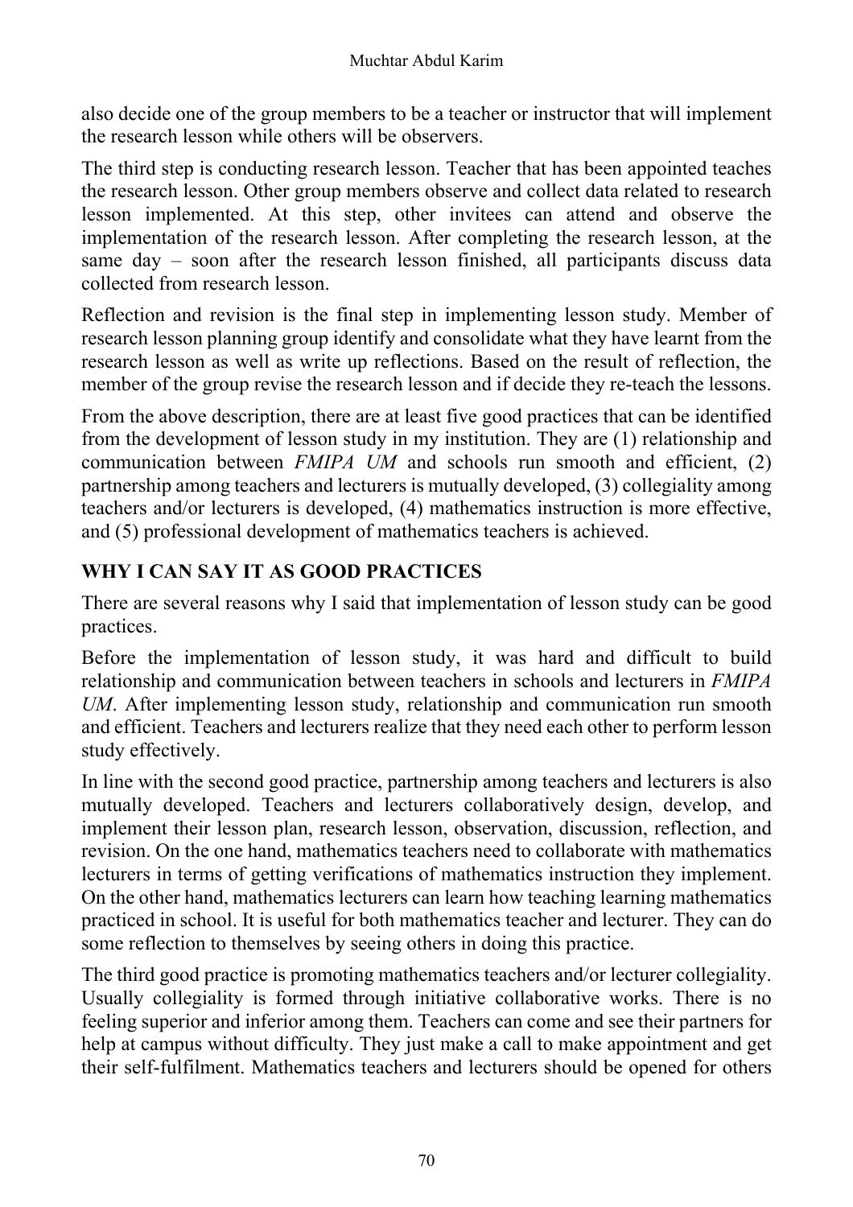also decide one of the group members to be a teacher or instructor that will implement the research lesson while others will be observers.

The third step is conducting research lesson. Teacher that has been appointed teaches the research lesson. Other group members observe and collect data related to research lesson implemented. At this step, other invitees can attend and observe the implementation of the research lesson. After completing the research lesson, at the same day – soon after the research lesson finished, all participants discuss data collected from research lesson.

Reflection and revision is the final step in implementing lesson study. Member of research lesson planning group identify and consolidate what they have learnt from the research lesson as well as write up reflections. Based on the result of reflection, the member of the group revise the research lesson and if decide they re-teach the lessons.

From the above description, there are at least five good practices that can be identified from the development of lesson study in my institution. They are (1) relationship and communication between *FMIPA UM* and schools run smooth and efficient, (2) partnership among teachers and lecturers is mutually developed, (3) collegiality among teachers and/or lecturers is developed, (4) mathematics instruction is more effective, and (5) professional development of mathematics teachers is achieved.

## WHY I CAN SAY IT AS GOOD PRACTICES

There are several reasons why I said that implementation of lesson study can be good practices.

Before the implementation of lesson study, it was hard and difficult to build relationship and communication between teachers in schools and lecturers in *FMIPA UM*. After implementing lesson study, relationship and communication run smooth and efficient. Teachers and lecturers realize that they need each other to perform lesson study effectively.

In line with the second good practice, partnership among teachers and lecturers is also mutually developed. Teachers and lecturers collaboratively design, develop, and implement their lesson plan, research lesson, observation, discussion, reflection, and revision. On the one hand, mathematics teachers need to collaborate with mathematics lecturers in terms of getting verifications of mathematics instruction they implement. On the other hand, mathematics lecturers can learn how teaching learning mathematics practiced in school. It is useful for both mathematics teacher and lecturer. They can do some reflection to themselves by seeing others in doing this practice.

The third good practice is promoting mathematics teachers and/or lecturer collegiality. Usually collegiality is formed through initiative collaborative works. There is no feeling superior and inferior among them. Teachers can come and see their partners for help at campus without difficulty. They just make a call to make appointment and get their self-fulfilment. Mathematics teachers and lecturers should be opened for others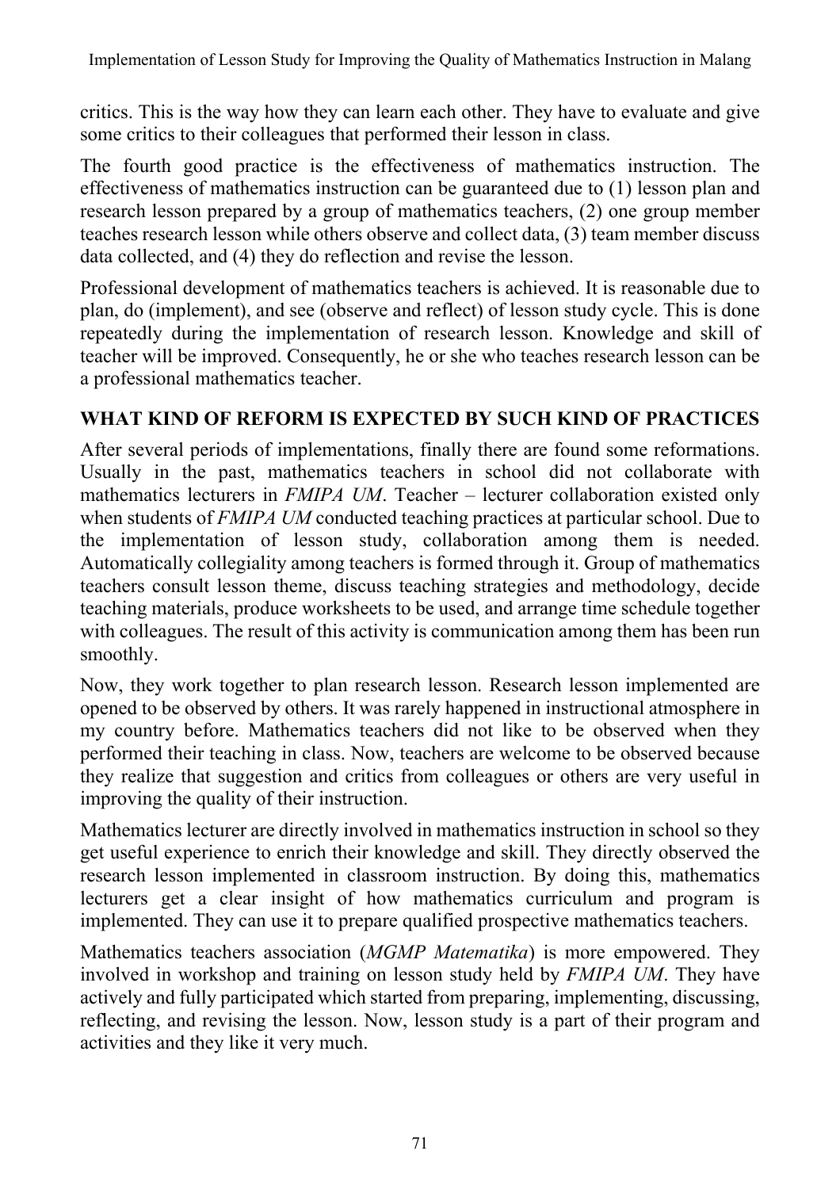critics. This is the way how they can learn each other. They have to evaluate and give some critics to their colleagues that performed their lesson in class.

The fourth good practice is the effectiveness of mathematics instruction. The effectiveness of mathematics instruction can be guaranteed due to (1) lesson plan and research lesson prepared by a group of mathematics teachers, (2) one group member teaches research lesson while others observe and collect data, (3) team member discuss data collected, and (4) they do reflection and revise the lesson.

Professional development of mathematics teachers is achieved. It is reasonable due to plan, do (implement), and see (observe and reflect) of lesson study cycle. This is done repeatedly during the implementation of research lesson. Knowledge and skill of teacher will be improved. Consequently, he or she who teaches research lesson can be a professional mathematics teacher.

## WHAT KIND OF REFORM IS EXPECTED BY SUCH KIND OF PRACTICES

After several periods of implementations, finally there are found some reformations. Usually in the past, mathematics teachers in school did not collaborate with mathematics lecturers in *FMIPA UM*. Teacher – lecturer collaboration existed only when students of *FMIPA UM* conducted teaching practices at particular school. Due to the implementation of lesson study, collaboration among them is needed. Automatically collegiality among teachers is formed through it. Group of mathematics teachers consult lesson theme, discuss teaching strategies and methodology, decide teaching materials, produce worksheets to be used, and arrange time schedule together with colleagues. The result of this activity is communication among them has been run smoothly.

Now, they work together to plan research lesson. Research lesson implemented are opened to be observed by others. It was rarely happened in instructional atmosphere in my country before. Mathematics teachers did not like to be observed when they performed their teaching in class. Now, teachers are welcome to be observed because they realize that suggestion and critics from colleagues or others are very useful in improving the quality of their instruction.

Mathematics lecturer are directly involved in mathematics instruction in school so they get useful experience to enrich their knowledge and skill. They directly observed the research lesson implemented in classroom instruction. By doing this, mathematics lecturers get a clear insight of how mathematics curriculum and program is implemented. They can use it to prepare qualified prospective mathematics teachers.

Mathematics teachers association (*MGMP Matematika*) is more empowered. They involved in workshop and training on lesson study held by *FMIPA UM*. They have actively and fully participated which started from preparing, implementing, discussing, reflecting, and revising the lesson. Now, lesson study is a part of their program and activities and they like it very much.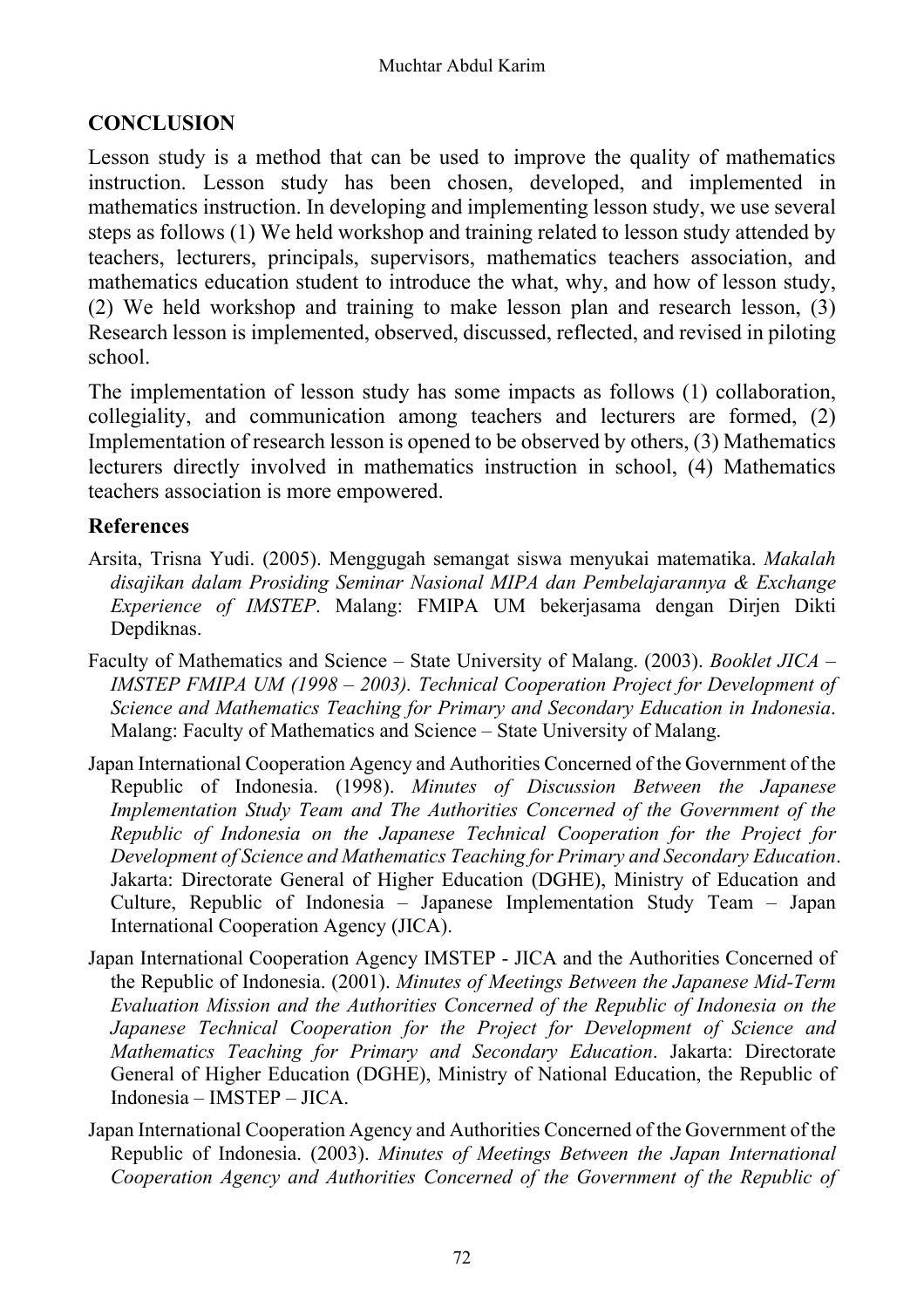## CONCLUSION

Lesson study is a method that can be used to improve the quality of mathematics instruction. Lesson study has been chosen, developed, and implemented in mathematics instruction. In developing and implementing lesson study, we use several steps as follows (1) We held workshop and training related to lesson study attended by teachers, lecturers, principals, supervisors, mathematics teachers association, and mathematics education student to introduce the what, why, and how of lesson study, (2) We held workshop and training to make lesson plan and research lesson, (3) Research lesson is implemented, observed, discussed, reflected, and revised in piloting school.

The implementation of lesson study has some impacts as follows (1) collaboration, collegiality, and communication among teachers and lecturers are formed, (2) Implementation of research lesson is opened to be observed by others, (3) Mathematics lecturers directly involved in mathematics instruction in school, (4) Mathematics teachers association is more empowered.

### References

Arsita, Trisna Yudi. (2005). Menggugah semangat siswa menyukai matematika. *Makalah disajikan dalam Prosiding Seminar Nasional MIPA dan Pembelajarannya & Exchange Experience of IMSTEP*. Malang: FMIPA UM bekerjasama dengan Dirjen Dikti Depdiknas.

Faculty of Mathematics and Science – State University of Malang. (2003). *Booklet JICA – IMSTEP FMIPA UM (1998 – 2003). Technical Cooperation Project for Development of Science and Mathematics Teaching for Primary and Secondary Education in Indonesia*. Malang: Faculty of Mathematics and Science – State University of Malang.

Japan International Cooperation Agency and Authorities Concerned of the Government of the Republic of Indonesia. (1998). *Minutes of Discussion Between the Japanese Implementation Study Team and The Authorities Concerned of the Government of the Republic of Indonesia on the Japanese Technical Cooperation for the Project for Development of Science and Mathematics Teaching for Primary and Secondary Education*. Jakarta: Directorate General of Higher Education (DGHE), Ministry of Education and Culture, Republic of Indonesia – Japanese Implementation Study Team – Japan International Cooperation Agency (JICA).

Japan International Cooperation Agency IMSTEP - JICA and the Authorities Concerned of the Republic of Indonesia. (2001). *Minutes of Meetings Between the Japanese Mid-Term Evaluation Mission and the Authorities Concerned of the Republic of Indonesia on the Japanese Technical Cooperation for the Project for Development of Science and Mathematics Teaching for Primary and Secondary Education*. Jakarta: Directorate General of Higher Education (DGHE), Ministry of National Education, the Republic of Indonesia – IMSTEP – JICA.

Japan International Cooperation Agency and Authorities Concerned of the Government of the Republic of Indonesia. (2003). *Minutes of Meetings Between the Japan International Cooperation Agency and Authorities Concerned of the Government of the Republic of*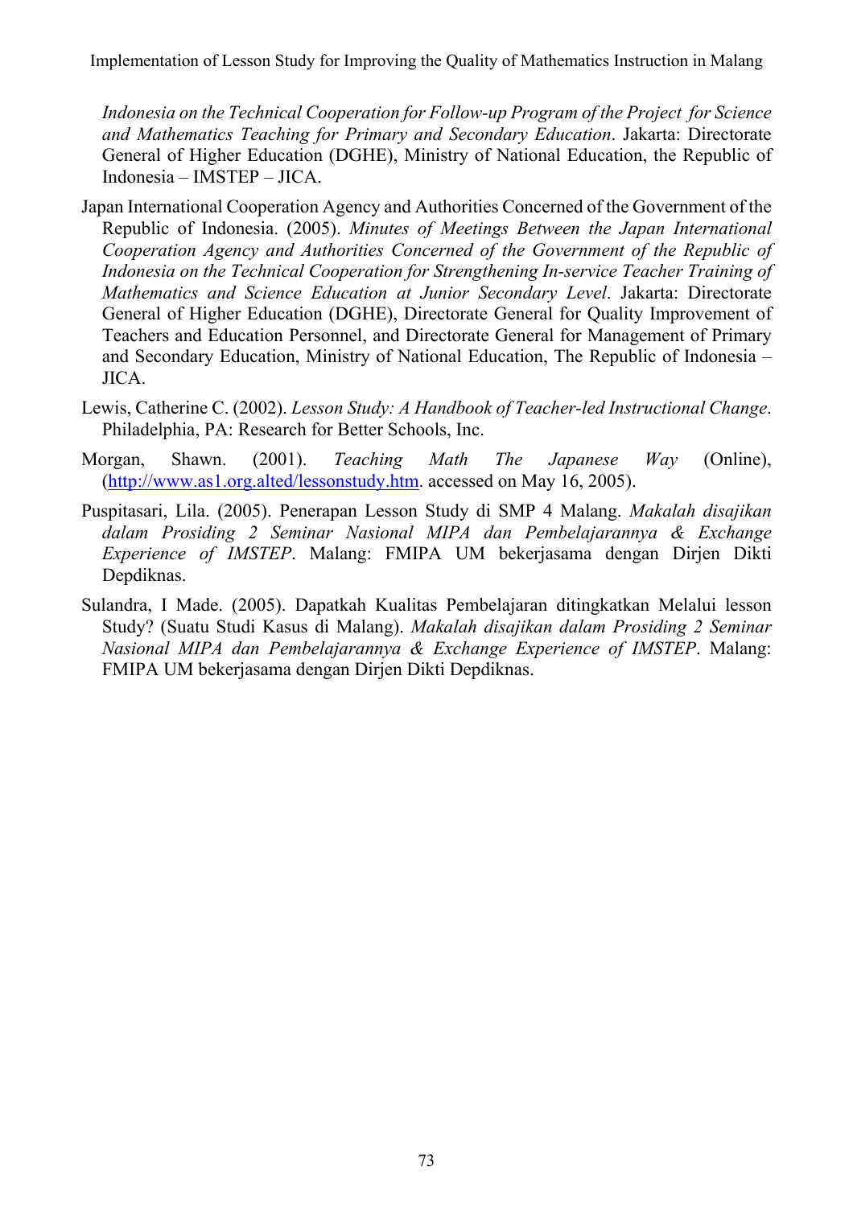*Indonesia on the Technical Cooperation for Follow-up Program of the Project for Science and Mathematics Teaching for Primary and Secondary Education*. Jakarta: Directorate General of Higher Education (DGHE), Ministry of National Education, the Republic of Indonesia – IMSTEP – JICA.

Japan International Cooperation Agency and Authorities Concerned of the Government of the Republic of Indonesia. (2005). *Minutes of Meetings Between the Japan International Cooperation Agency and Authorities Concerned of the Government of the Republic of Indonesia on the Technical Cooperation for Strengthening In-service Teacher Training of Mathematics and Science Education at Junior Secondary Level*. Jakarta: Directorate General of Higher Education (DGHE), Directorate General for Quality Improvement of Teachers and Education Personnel, and Directorate General for Management of Primary and Secondary Education, Ministry of National Education, The Republic of Indonesia – JICA.

Lewis, Catherine C. (2002). *Lesson Study: A Handbook of Teacher-led Instructional Change*. Philadelphia, PA: Research for Better Schools, Inc.

Morgan, Shawn. (2001). *Teaching Math The Japanese Way* (Online), (http://www.as1.org.alted/lessonstudy.htm. accessed on May 16, 2005).

Puspitasari, Lila. (2005). Penerapan Lesson Study di SMP 4 Malang. *Makalah disajikan dalam Prosiding 2 Seminar Nasional MIPA dan Pembelajarannya & Exchange Experience of IMSTEP*. Malang: FMIPA UM bekerjasama dengan Dirjen Dikti Depdiknas.

Sulandra, I Made. (2005). Dapatkah Kualitas Pembelajaran ditingkatkan Melalui lesson Study? (Suatu Studi Kasus di Malang). *Makalah disajikan dalam Prosiding 2 Seminar Nasional MIPA dan Pembelajarannya & Exchange Experience of IMSTEP*. Malang: FMIPA UM bekerjasama dengan Dirjen Dikti Depdiknas.